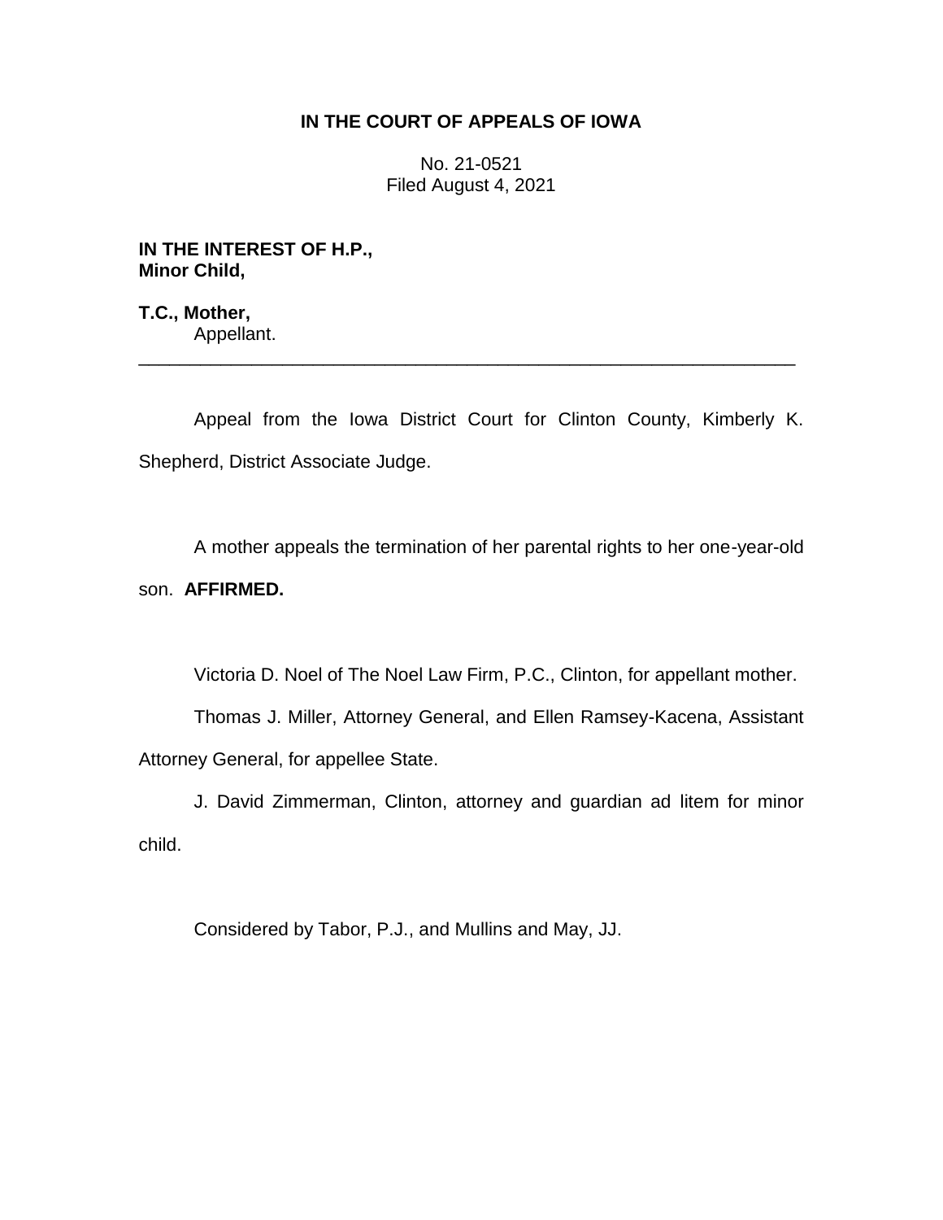**IN THE COURT OF APPEALS OF IOWA**

No. 21-0521
Filed August 4, 2021

**IN THE INTEREST OF H.P.,**
**Minor Child,**

**T.C., Mother,**
Appellant.

---

Appeal from the Iowa District Court for Clinton County, Kimberly K. Shepherd, District Associate Judge.

A mother appeals the termination of her parental rights to her one-year-old son. **AFFIRMED.**

Victoria D. Noel of The Noel Law Firm, P.C., Clinton, for appellant mother.

Thomas J. Miller, Attorney General, and Ellen Ramsey-Kacena, Assistant Attorney General, for appellee State.

J. David Zimmerman, Clinton, attorney and guardian ad litem for minor child.

Considered by Tabor, P.J., and Mullins and May, JJ.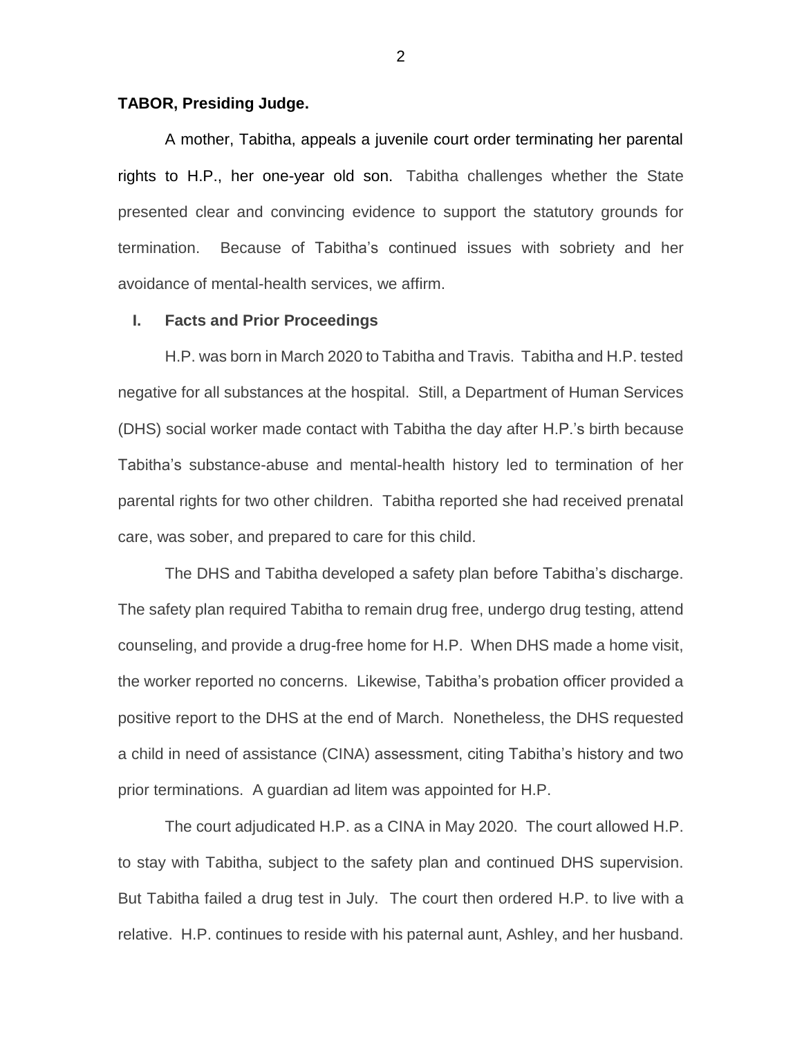**TABOR, Presiding Judge.**

A mother, Tabitha, appeals a juvenile court order terminating her parental rights to H.P., her one-year old son. Tabitha challenges whether the State presented clear and convincing evidence to support the statutory grounds for termination. Because of Tabitha's continued issues with sobriety and her avoidance of mental-health services, we affirm.

## I. Facts and Prior Proceedings

H.P. was born in March 2020 to Tabitha and Travis. Tabitha and H.P. tested negative for all substances at the hospital. Still, a Department of Human Services (DHS) social worker made contact with Tabitha the day after H.P.'s birth because Tabitha's substance-abuse and mental-health history led to termination of her parental rights for two other children. Tabitha reported she had received prenatal care, was sober, and prepared to care for this child.

The DHS and Tabitha developed a safety plan before Tabitha's discharge. The safety plan required Tabitha to remain drug free, undergo drug testing, attend counseling, and provide a drug-free home for H.P. When DHS made a home visit, the worker reported no concerns. Likewise, Tabitha's probation officer provided a positive report to the DHS at the end of March. Nonetheless, the DHS requested a child in need of assistance (CINA) assessment, citing Tabitha's history and two prior terminations. A guardian ad litem was appointed for H.P.

The court adjudicated H.P. as a CINA in May 2020. The court allowed H.P. to stay with Tabitha, subject to the safety plan and continued DHS supervision. But Tabitha failed a drug test in July. The court then ordered H.P. to live with a relative. H.P. continues to reside with his paternal aunt, Ashley, and her husband.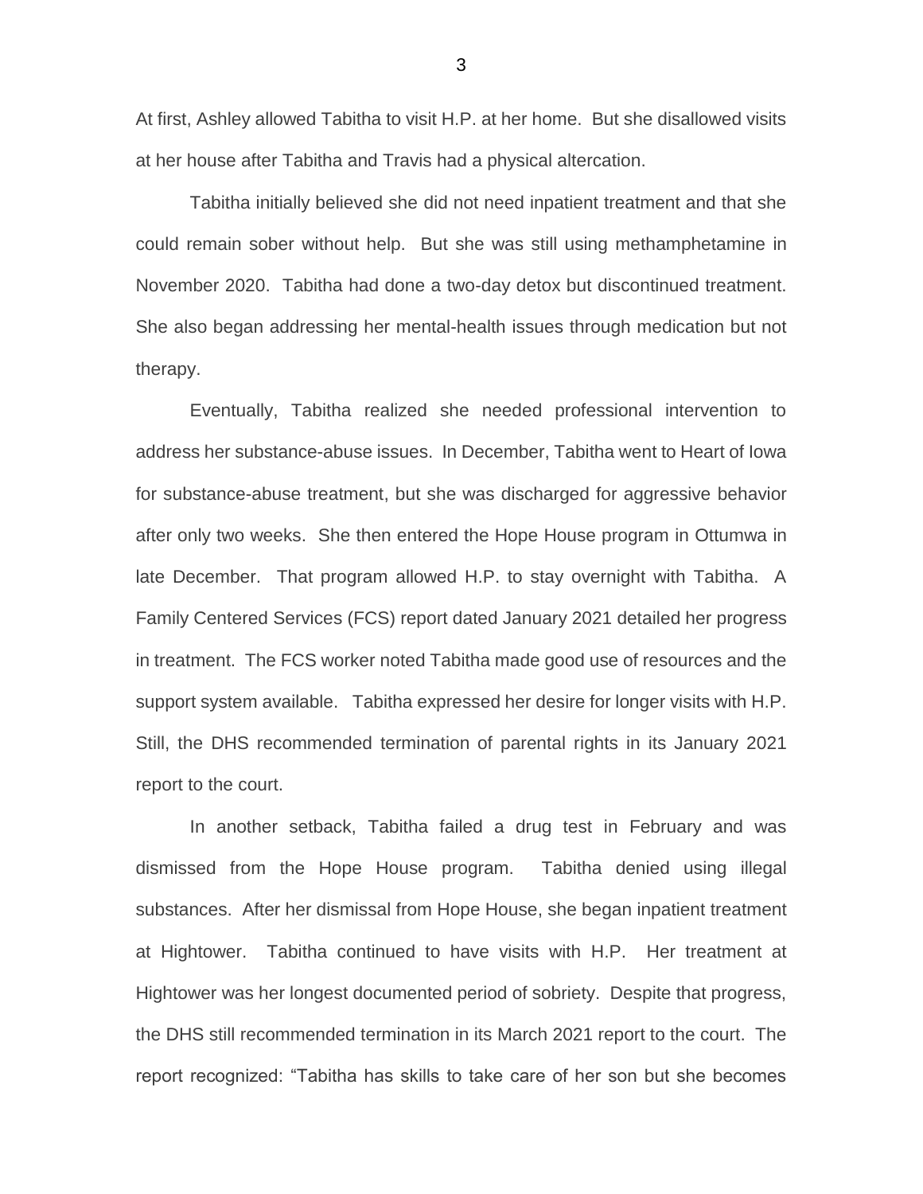At first, Ashley allowed Tabitha to visit H.P. at her home. But she disallowed visits at her house after Tabitha and Travis had a physical altercation.

Tabitha initially believed she did not need inpatient treatment and that she could remain sober without help. But she was still using methamphetamine in November 2020. Tabitha had done a two-day detox but discontinued treatment. She also began addressing her mental-health issues through medication but not therapy.

Eventually, Tabitha realized she needed professional intervention to address her substance-abuse issues. In December, Tabitha went to Heart of Iowa for substance-abuse treatment, but she was discharged for aggressive behavior after only two weeks. She then entered the Hope House program in Ottumwa in late December. That program allowed H.P. to stay overnight with Tabitha. A Family Centered Services (FCS) report dated January 2021 detailed her progress in treatment. The FCS worker noted Tabitha made good use of resources and the support system available. Tabitha expressed her desire for longer visits with H.P. Still, the DHS recommended termination of parental rights in its January 2021 report to the court.

In another setback, Tabitha failed a drug test in February and was dismissed from the Hope House program. Tabitha denied using illegal substances. After her dismissal from Hope House, she began inpatient treatment at Hightower. Tabitha continued to have visits with H.P. Her treatment at Hightower was her longest documented period of sobriety. Despite that progress, the DHS still recommended termination in its March 2021 report to the court. The report recognized: "Tabitha has skills to take care of her son but she becomes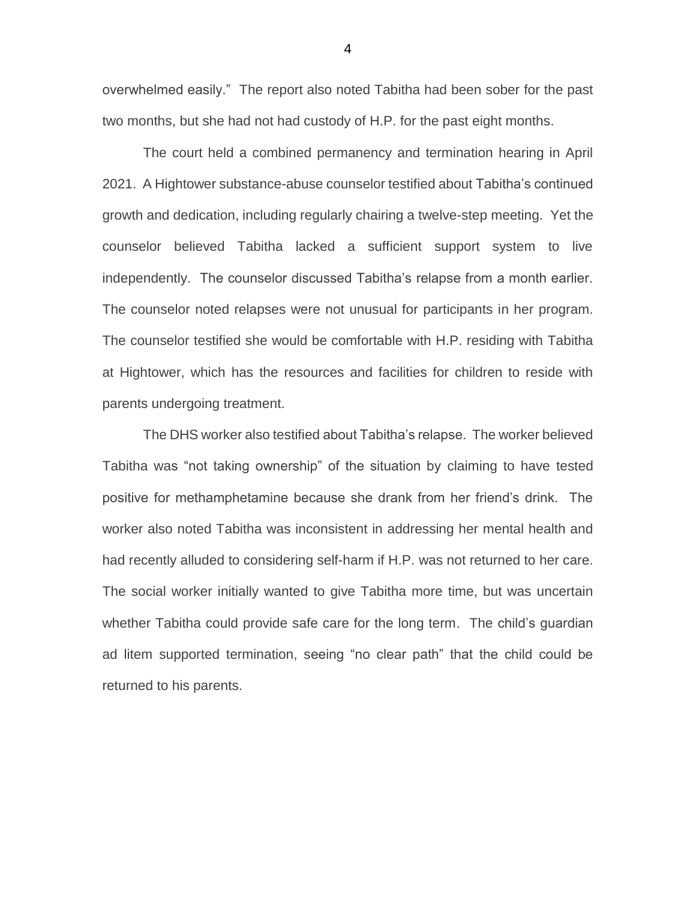overwhelmed easily." The report also noted Tabitha had been sober for the past two months, but she had not had custody of H.P. for the past eight months.

The court held a combined permanency and termination hearing in April 2021. A Hightower substance-abuse counselor testified about Tabitha's continued growth and dedication, including regularly chairing a twelve-step meeting. Yet the counselor believed Tabitha lacked a sufficient support system to live independently. The counselor discussed Tabitha's relapse from a month earlier. The counselor noted relapses were not unusual for participants in her program. The counselor testified she would be comfortable with H.P. residing with Tabitha at Hightower, which has the resources and facilities for children to reside with parents undergoing treatment.

The DHS worker also testified about Tabitha's relapse. The worker believed Tabitha was "not taking ownership" of the situation by claiming to have tested positive for methamphetamine because she drank from her friend's drink. The worker also noted Tabitha was inconsistent in addressing her mental health and had recently alluded to considering self-harm if H.P. was not returned to her care. The social worker initially wanted to give Tabitha more time, but was uncertain whether Tabitha could provide safe care for the long term. The child's guardian ad litem supported termination, seeing "no clear path" that the child could be returned to his parents.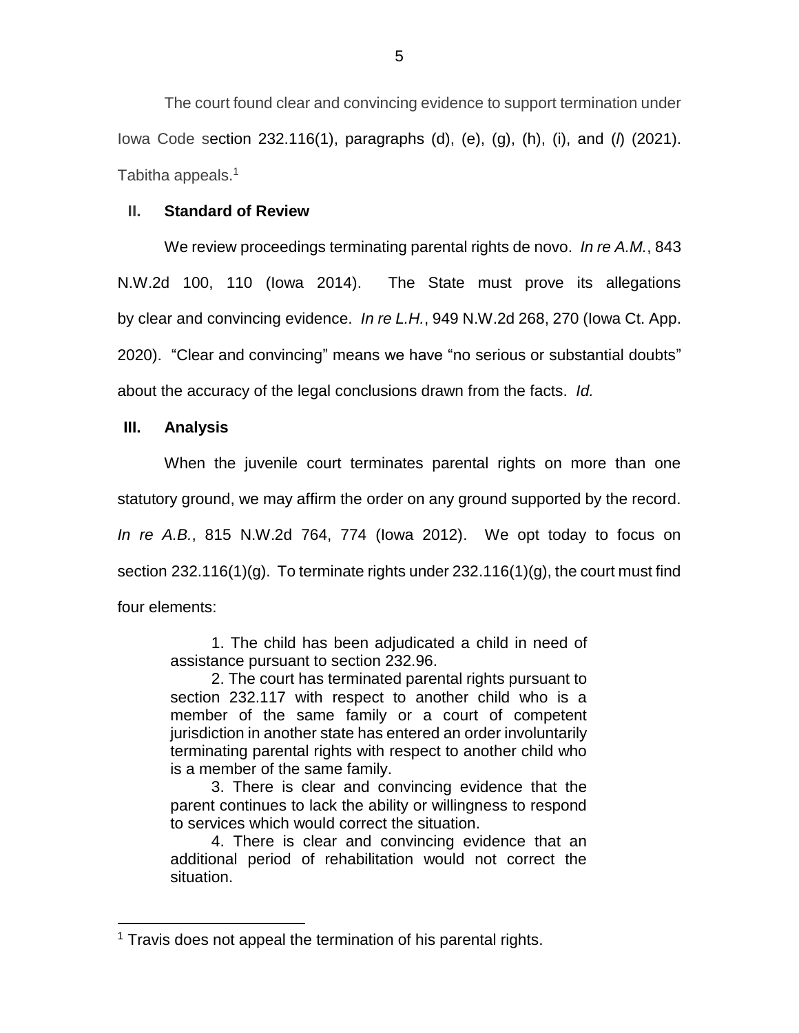The court found clear and convincing evidence to support termination under Iowa Code section 232.116(1), paragraphs (d), (e), (g), (h), (i), and (*l*) (2021). Tabitha appeals.[1]

## II. Standard of Review

We review proceedings terminating parental rights de novo. *In re A.M.*, 843 N.W.2d 100, 110 (Iowa 2014). The State must prove its allegations by clear and convincing evidence. *In re L.H.*, 949 N.W.2d 268, 270 (Iowa Ct. App. 2020). "Clear and convincing" means we have "no serious or substantial doubts" about the accuracy of the legal conclusions drawn from the facts. *Id.*

## III. Analysis

When the juvenile court terminates parental rights on more than one statutory ground, we may affirm the order on any ground supported by the record. *In re A.B.*, 815 N.W.2d 764, 774 (Iowa 2012). We opt today to focus on section 232.116(1)(g). To terminate rights under 232.116(1)(g), the court must find four elements:

> 1. The child has been adjudicated a child in need of assistance pursuant to section 232.96.
>
> 2. The court has terminated parental rights pursuant to section 232.117 with respect to another child who is a member of the same family or a court of competent jurisdiction in another state has entered an order involuntarily terminating parental rights with respect to another child who is a member of the same family.
>
> 3. There is clear and convincing evidence that the parent continues to lack the ability or willingness to respond to services which would correct the situation.
>
> 4. There is clear and convincing evidence that an additional period of rehabilitation would not correct the situation.

[1] Travis does not appeal the termination of his parental rights.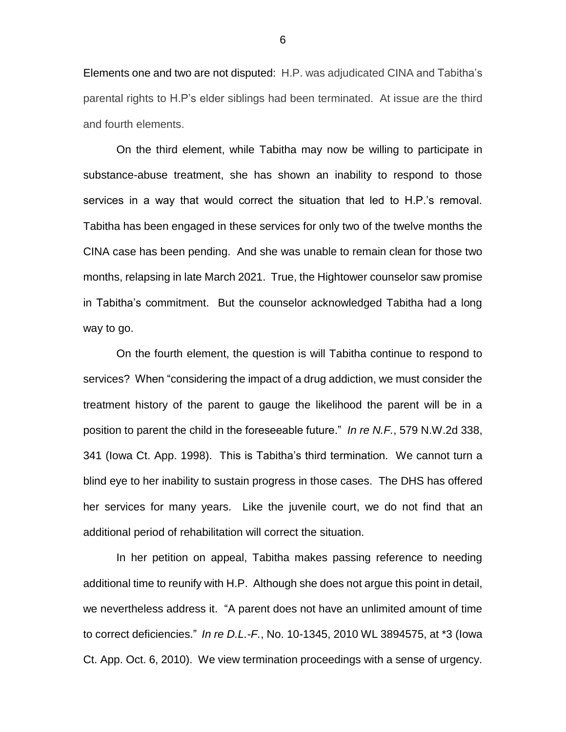Elements one and two are not disputed: H.P. was adjudicated CINA and Tabitha's parental rights to H.P's elder siblings had been terminated. At issue are the third and fourth elements.

On the third element, while Tabitha may now be willing to participate in substance-abuse treatment, she has shown an inability to respond to those services in a way that would correct the situation that led to H.P.'s removal. Tabitha has been engaged in these services for only two of the twelve months the CINA case has been pending. And she was unable to remain clean for those two months, relapsing in late March 2021. True, the Hightower counselor saw promise in Tabitha's commitment. But the counselor acknowledged Tabitha had a long way to go.

On the fourth element, the question is will Tabitha continue to respond to services? When "considering the impact of a drug addiction, we must consider the treatment history of the parent to gauge the likelihood the parent will be in a position to parent the child in the foreseeable future." *In re N.F.*, 579 N.W.2d 338, 341 (Iowa Ct. App. 1998). This is Tabitha's third termination. We cannot turn a blind eye to her inability to sustain progress in those cases. The DHS has offered her services for many years. Like the juvenile court, we do not find that an additional period of rehabilitation will correct the situation.

In her petition on appeal, Tabitha makes passing reference to needing additional time to reunify with H.P. Although she does not argue this point in detail, we nevertheless address it. "A parent does not have an unlimited amount of time to correct deficiencies." *In re D.L.-F.*, No. 10-1345, 2010 WL 3894575, at *3 (Iowa Ct. App. Oct. 6, 2010). We view termination proceedings with a sense of urgency.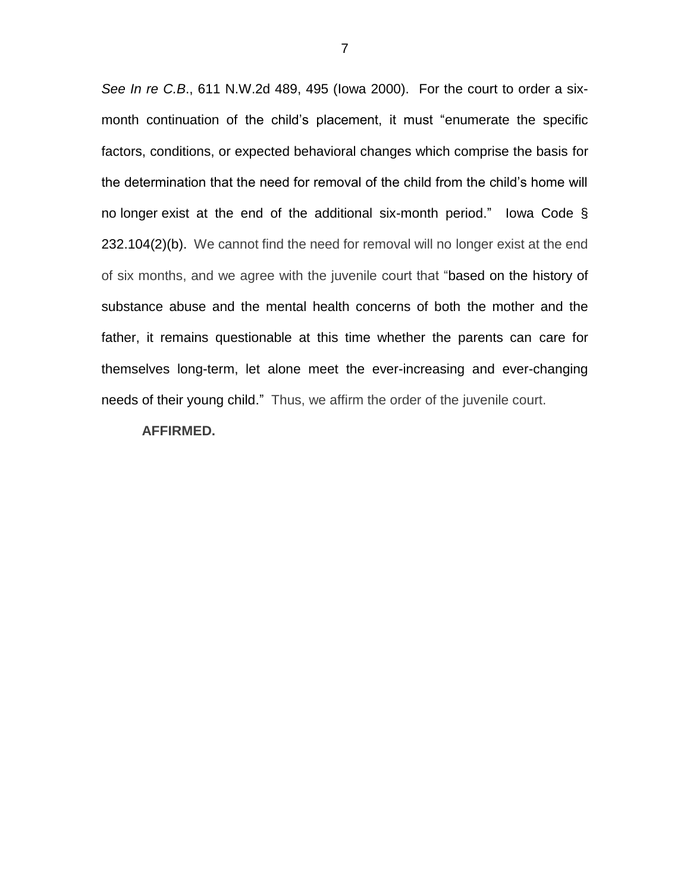*See In re C.B*., 611 N.W.2d 489, 495 (Iowa 2000). For the court to order a six-month continuation of the child's placement, it must "enumerate the specific factors, conditions, or expected behavioral changes which comprise the basis for the determination that the need for removal of the child from the child's home will no longer exist at the end of the additional six-month period." Iowa Code § 232.104(2)(b). We cannot find the need for removal will no longer exist at the end of six months, and we agree with the juvenile court that "based on the history of substance abuse and the mental health concerns of both the mother and the father, it remains questionable at this time whether the parents can care for themselves long-term, let alone meet the ever-increasing and ever-changing needs of their young child." Thus, we affirm the order of the juvenile court.

**AFFIRMED.**